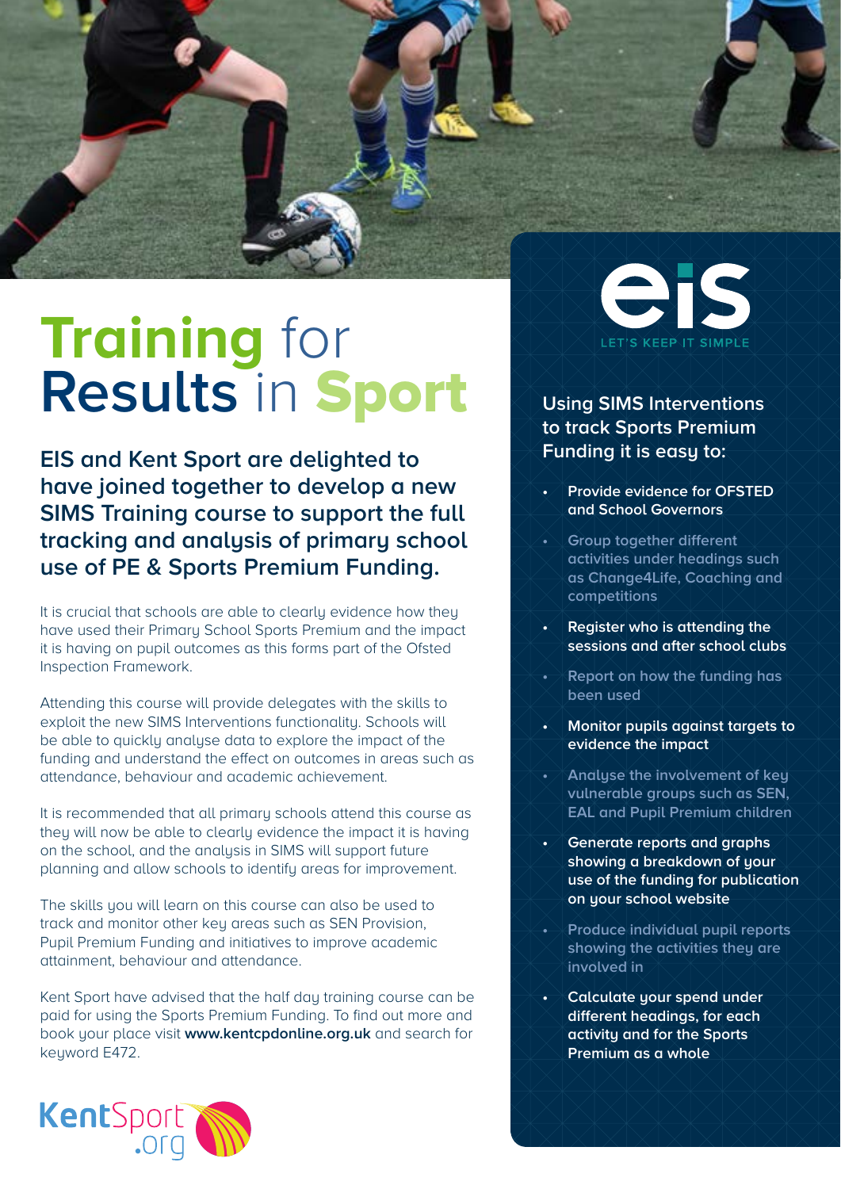# Training for Results in Sport

## EIS and Kent Sport are delighted to have joined together to develop a new SIMS Training course to support the full tracking and analysis of primary school use of PE & Sports Premium Funding.

It is crucial that schools are able to clearly evidence how they have used their Primary School Sports Premium and the impact it is having on pupil outcomes as this forms part of the Ofsted Inspection Framework.

Attending this course will provide delegates with the skills to exploit the new SIMS Interventions functionality. Schools will be able to quickly analyse data to explore the impact of the funding and understand the effect on outcomes in areas such as attendance, behaviour and academic achievement.

It is recommended that all primary schools attend this course as they will now be able to clearly evidence the impact it is having on the school, and the analysis in SIMS will support future planning and allow schools to identify areas for improvement.

The skills you will learn on this course can also be used to track and monitor other key areas such as SEN Provision, Pupil Premium Funding and initiatives to improve academic attainment, behaviour and attendance.

Kent Sport have advised that the half day training course can be paid for using the Sports Premium Funding. To find out more and book your place visit **www.kentcpdonline.org.uk** and search for keyword E472.

KentSport.org

eis

LET'S KEEP IT SIMPLE

### Using SIMS Interventions to track Sports Premium Funding it is easy to:

- Provide evidence for OFSTED and School Governors
- Group together different activities under headings such as Change4Life, Coaching and competitions
- Register who is attending the sessions and after school clubs
- Report on how the funding has been used
- Monitor pupils against targets to evidence the impact
- Analyse the involvement of key vulnerable groups such as SEN, EAL and Pupil Premium children
- Generate reports and graphs showing a breakdown of your use of the funding for publication on your school website
- Produce individual pupil reports showing the activities they are involved in
- Calculate your spend under different headings, for each activity and for the Sports Premium as a whole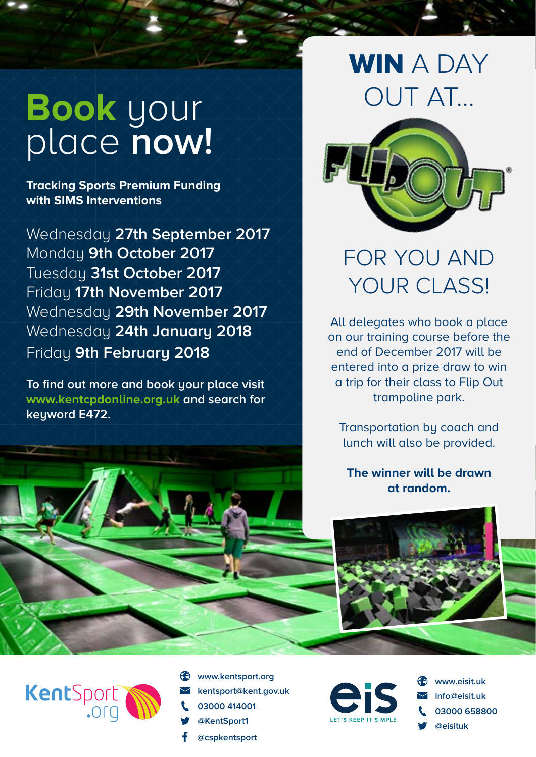# **Book** your place **now!**

**Tracking Sports Premium Funding with SIMS Interventions**

Wednesday **27th September 2017**
Monday **9th October 2017**
Tuesday **31st October 2017**
Friday **17th November 2017**
Wednesday **29th November 2017**
Wednesday **24th January 2018**
Friday **9th February 2018**

To find out more and book your place visit **www.kentcpdonline.org.uk** and search for keyword E472.

## **WIN** A DAY OUT AT...

FLIPOUT

## FOR YOU AND YOUR CLASS!

All delegates who book a place on our training course before the end of December 2017 will be entered into a prize draw to win a trip for their class to Flip Out trampoline park.

Transportation by coach and lunch will also be provided.

**The winner will be drawn at random.**

KentSport.org

www.kentsport.org
kentsport@kent.gov.uk
03000 414001
@KentSport1
@cspkentsport

eis LET'S KEEP IT SIMPLE

www.eisit.uk
info@eisit.uk
03000 658800
@eisituk